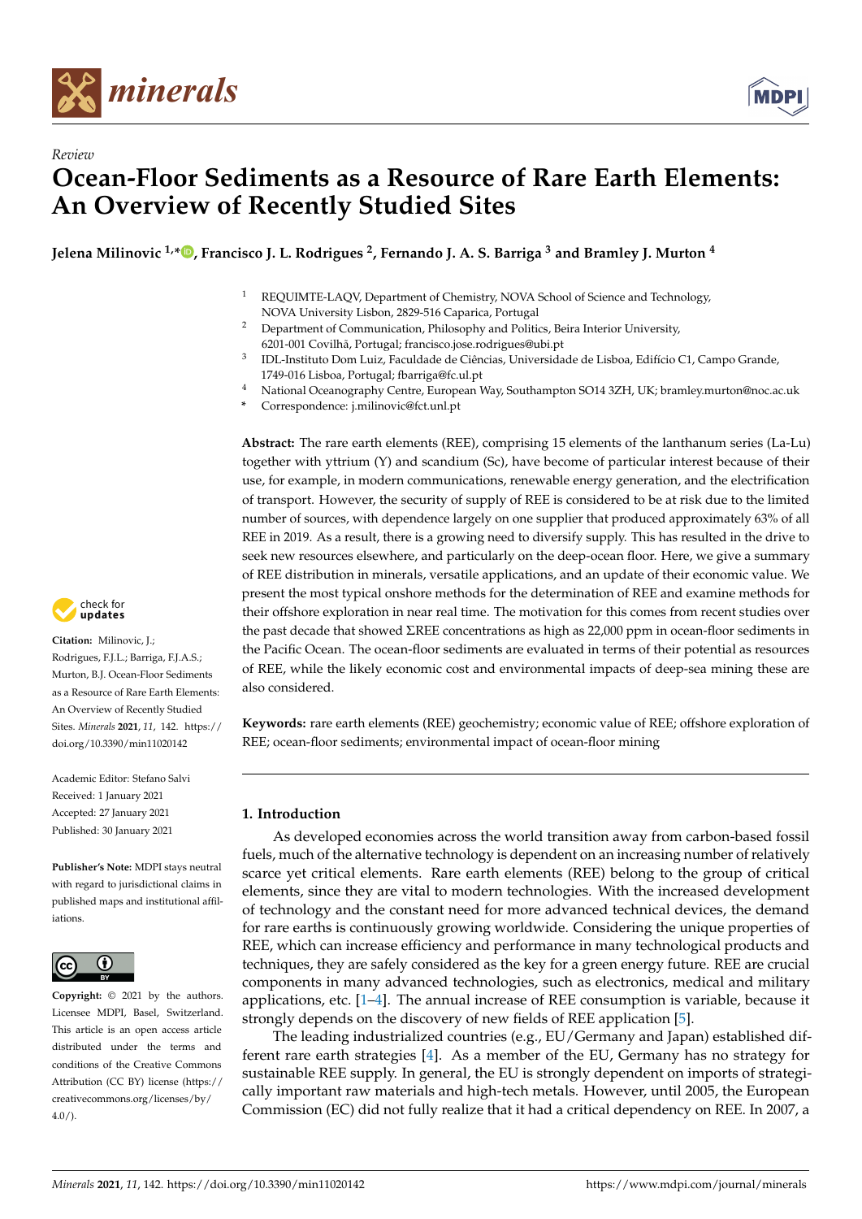*minerals*

*Review*

# Ocean-Floor Sediments as a Resource of Rare Earth Elements: An Overview of Recently Studied Sites

**Jelena Milinovic [1,*], Francisco J. L. Rodrigues [2], Fernando J. A. S. Barriga [3] and Bramley J. Murton [4]**

[1] REQUIMTE-LAQV, Department of Chemistry, NOVA School of Science and Technology, NOVA University Lisbon, 2829-516 Caparica, Portugal
[2] Department of Communication, Philosophy and Politics, Beira Interior University, 6201-001 Covilhã, Portugal; francisco.jose.rodrigues@ubi.pt
[3] IDL-Instituto Dom Luiz, Faculdade de Ciências, Universidade de Lisboa, Edifício C1, Campo Grande, 1749-016 Lisboa, Portugal; fbarriga@fc.ul.pt
[4] National Oceanography Centre, European Way, Southampton SO14 3ZH, UK; bramley.murton@noc.ac.uk
* Correspondence: j.milinovic@fct.unl.pt

**Citation:** Milinovic, J.; Rodrigues, F.J.L.; Barriga, F.J.A.S.; Murton, B.J. Ocean-Floor Sediments as a Resource of Rare Earth Elements: An Overview of Recently Studied Sites. *Minerals* **2021**, *11*, 142. https://doi.org/10.3390/min11020142

Academic Editor: Stefano Salvi
Received: 1 January 2021
Accepted: 27 January 2021
Published: 30 January 2021

**Publisher's Note:** MDPI stays neutral with regard to jurisdictional claims in published maps and institutional affiliations.

**Copyright:** © 2021 by the authors. Licensee MDPI, Basel, Switzerland. This article is an open access article distributed under the terms and conditions of the Creative Commons Attribution (CC BY) license (https://creativecommons.org/licenses/by/4.0/).

**Abstract:** The rare earth elements (REE), comprising 15 elements of the lanthanum series (La-Lu) together with yttrium (Y) and scandium (Sc), have become of particular interest because of their use, for example, in modern communications, renewable energy generation, and the electrification of transport. However, the security of supply of REE is considered to be at risk due to the limited number of sources, with dependence largely on one supplier that produced approximately 63% of all REE in 2019. As a result, there is a growing need to diversify supply. This has resulted in the drive to seek new resources elsewhere, and particularly on the deep-ocean floor. Here, we give a summary of REE distribution in minerals, versatile applications, and an update of their economic value. We present the most typical onshore methods for the determination of REE and examine methods for their offshore exploration in near real time. The motivation for this comes from recent studies over the past decade that showed ΣREE concentrations as high as 22,000 ppm in ocean-floor sediments in the Pacific Ocean. The ocean-floor sediments are evaluated in terms of their potential as resources of REE, while the likely economic cost and environmental impacts of deep-sea mining these are also considered.

**Keywords:** rare earth elements (REE) geochemistry; economic value of REE; offshore exploration of REE; ocean-floor sediments; environmental impact of ocean-floor mining

## 1. Introduction

As developed economies across the world transition away from carbon-based fossil fuels, much of the alternative technology is dependent on an increasing number of relatively scarce yet critical elements. Rare earth elements (REE) belong to the group of critical elements, since they are vital to modern technologies. With the increased development of technology and the constant need for more advanced technical devices, the demand for rare earths is continuously growing worldwide. Considering the unique properties of REE, which can increase efficiency and performance in many technological products and techniques, they are safely considered as the key for a green energy future. REE are crucial components in many advanced technologies, such as electronics, medical and military applications, etc. [1–4]. The annual increase of REE consumption is variable, because it strongly depends on the discovery of new fields of REE application [5].

The leading industrialized countries (e.g., EU/Germany and Japan) established different rare earth strategies [4]. As a member of the EU, Germany has no strategy for sustainable REE supply. In general, the EU is strongly dependent on imports of strategically important raw materials and high-tech metals. However, until 2005, the European Commission (EC) did not fully realize that it had a critical dependency on REE. In 2007, a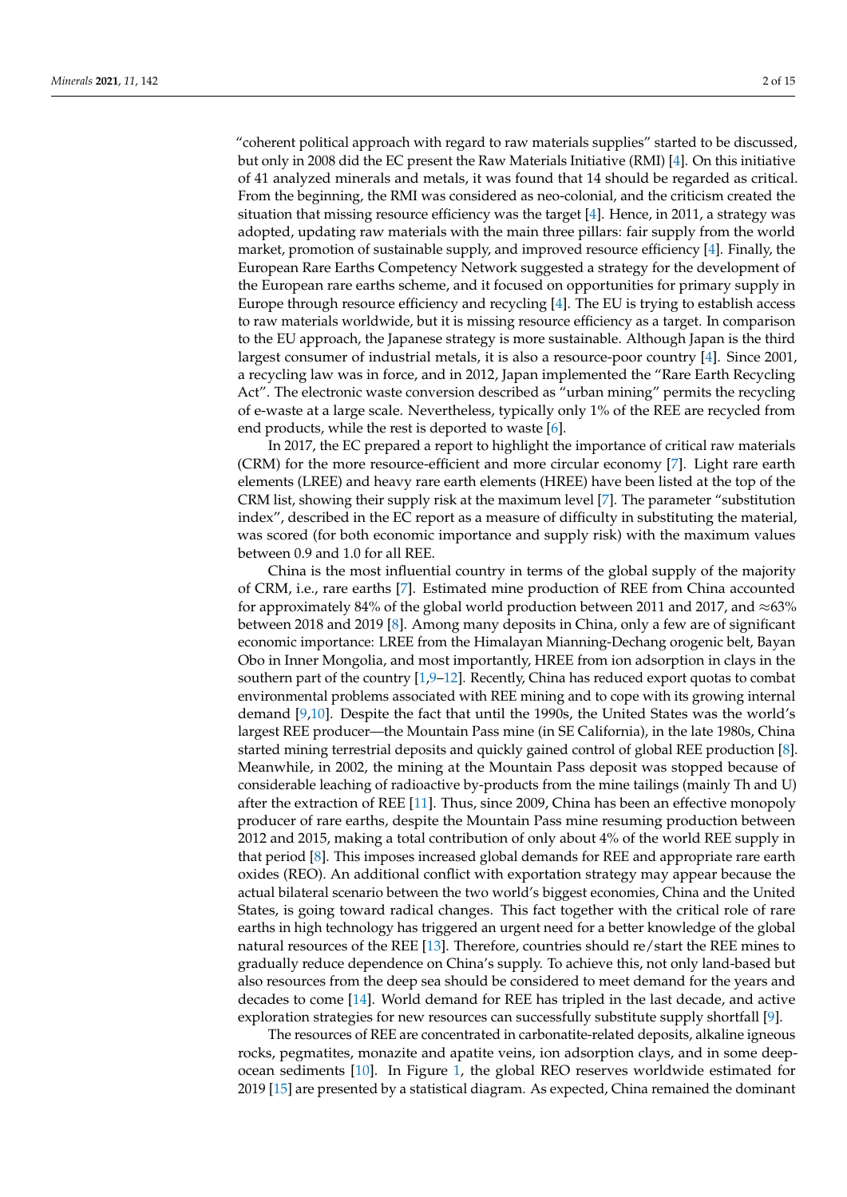"coherent political approach with regard to raw materials supplies" started to be discussed, but only in 2008 did the EC present the Raw Materials Initiative (RMI) [4]. On this initiative of 41 analyzed minerals and metals, it was found that 14 should be regarded as critical. From the beginning, the RMI was considered as neo-colonial, and the criticism created the situation that missing resource efficiency was the target [4]. Hence, in 2011, a strategy was adopted, updating raw materials with the main three pillars: fair supply from the world market, promotion of sustainable supply, and improved resource efficiency [4]. Finally, the European Rare Earths Competency Network suggested a strategy for the development of the European rare earths scheme, and it focused on opportunities for primary supply in Europe through resource efficiency and recycling [4]. The EU is trying to establish access to raw materials worldwide, but it is missing resource efficiency as a target. In comparison to the EU approach, the Japanese strategy is more sustainable. Although Japan is the third largest consumer of industrial metals, it is also a resource-poor country [4]. Since 2001, a recycling law was in force, and in 2012, Japan implemented the "Rare Earth Recycling Act". The electronic waste conversion described as "urban mining" permits the recycling of e-waste at a large scale. Nevertheless, typically only 1% of the REE are recycled from end products, while the rest is deported to waste [6].

In 2017, the EC prepared a report to highlight the importance of critical raw materials (CRM) for the more resource-efficient and more circular economy [7]. Light rare earth elements (LREE) and heavy rare earth elements (HREE) have been listed at the top of the CRM list, showing their supply risk at the maximum level [7]. The parameter "substitution index", described in the EC report as a measure of difficulty in substituting the material, was scored (for both economic importance and supply risk) with the maximum values between 0.9 and 1.0 for all REE.

China is the most influential country in terms of the global supply of the majority of CRM, i.e., rare earths [7]. Estimated mine production of REE from China accounted for approximately 84% of the global world production between 2011 and 2017, and ≈63% between 2018 and 2019 [8]. Among many deposits in China, only a few are of significant economic importance: LREE from the Himalayan Mianning-Dechang orogenic belt, Bayan Obo in Inner Mongolia, and most importantly, HREE from ion adsorption in clays in the southern part of the country [1,9–12]. Recently, China has reduced export quotas to combat environmental problems associated with REE mining and to cope with its growing internal demand [9,10]. Despite the fact that until the 1990s, the United States was the world's largest REE producer—the Mountain Pass mine (in SE California), in the late 1980s, China started mining terrestrial deposits and quickly gained control of global REE production [8]. Meanwhile, in 2002, the mining at the Mountain Pass deposit was stopped because of considerable leaching of radioactive by-products from the mine tailings (mainly Th and U) after the extraction of REE [11]. Thus, since 2009, China has been an effective monopoly producer of rare earths, despite the Mountain Pass mine resuming production between 2012 and 2015, making a total contribution of only about 4% of the world REE supply in that period [8]. This imposes increased global demands for REE and appropriate rare earth oxides (REO). An additional conflict with exportation strategy may appear because the actual bilateral scenario between the two world's biggest economies, China and the United States, is going toward radical changes. This fact together with the critical role of rare earths in high technology has triggered an urgent need for a better knowledge of the global natural resources of the REE [13]. Therefore, countries should re/start the REE mines to gradually reduce dependence on China's supply. To achieve this, not only land-based but also resources from the deep sea should be considered to meet demand for the years and decades to come [14]. World demand for REE has tripled in the last decade, and active exploration strategies for new resources can successfully substitute supply shortfall [9].

The resources of REE are concentrated in carbonatite-related deposits, alkaline igneous rocks, pegmatites, monazite and apatite veins, ion adsorption clays, and in some deep-ocean sediments [10]. In Figure 1, the global REO reserves worldwide estimated for 2019 [15] are presented by a statistical diagram. As expected, China remained the dominant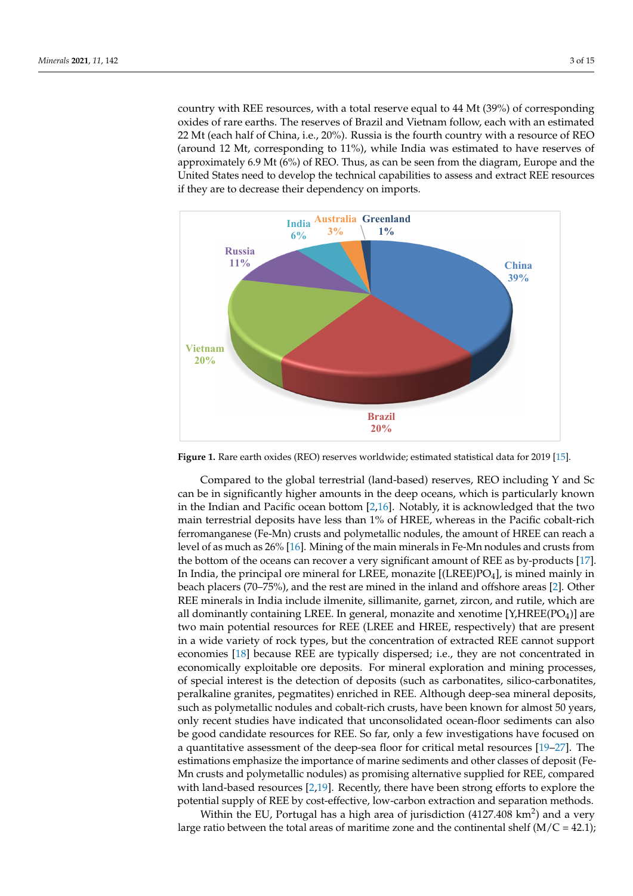country with REE resources, with a total reserve equal to 44 Mt (39%) of corresponding oxides of rare earths. The reserves of Brazil and Vietnam follow, each with an estimated 22 Mt (each half of China, i.e., 20%). Russia is the fourth country with a resource of REO (around 12 Mt, corresponding to 11%), while India was estimated to have reserves of approximately 6.9 Mt (6%) of REO. Thus, as can be seen from the diagram, Europe and the United States need to develop the technical capabilities to assess and extract REE resources if they are to decrease their dependency on imports.

**Figure 1.** Rare earth oxides (REO) reserves worldwide; estimated statistical data for 2019 [15].

Compared to the global terrestrial (land-based) reserves, REO including Y and Sc can be in significantly higher amounts in the deep oceans, which is particularly known in the Indian and Pacific ocean bottom [2,16]. Notably, it is acknowledged that the two main terrestrial deposits have less than 1% of HREE, whereas in the Pacific cobalt-rich ferromanganese (Fe-Mn) crusts and polymetallic nodules, the amount of HREE can reach a level of as much as 26% [16]. Mining of the main minerals in Fe-Mn nodules and crusts from the bottom of the oceans can recover a very significant amount of REE as by-products [17]. In India, the principal ore mineral for LREE, monazite [$(LREE)PO_4$], is mined mainly in beach placers (70–75%), and the rest are mined in the inland and offshore areas [2]. Other REE minerals in India include ilmenite, sillimanite, garnet, zircon, and rutile, which are all dominantly containing LREE. In general, monazite and xenotime [$Y,HREE(PO_4)$] are two main potential resources for REE (LREE and HREE, respectively) that are present in a wide variety of rock types, but the concentration of extracted REE cannot support economies [18] because REE are typically dispersed; i.e., they are not concentrated in economically exploitable ore deposits. For mineral exploration and mining processes, of special interest is the detection of deposits (such as carbonatites, silico-carbonatites, peralkaline granites, pegmatites) enriched in REE. Although deep-sea mineral deposits, such as polymetallic nodules and cobalt-rich crusts, have been known for almost 50 years, only recent studies have indicated that unconsolidated ocean-floor sediments can also be good candidate resources for REE. So far, only a few investigations have focused on a quantitative assessment of the deep-sea floor for critical metal resources [19–27]. The estimations emphasize the importance of marine sediments and other classes of deposit (Fe-Mn crusts and polymetallic nodules) as promising alternative supplied for REE, compared with land-based resources [2,19]. Recently, there have been strong efforts to explore the potential supply of REE by cost-effective, low-carbon extraction and separation methods.

Within the EU, Portugal has a high area of jurisdiction (4127.408 $km^2$) and a very large ratio between the total areas of maritime zone and the continental shelf (M/C = 42.1);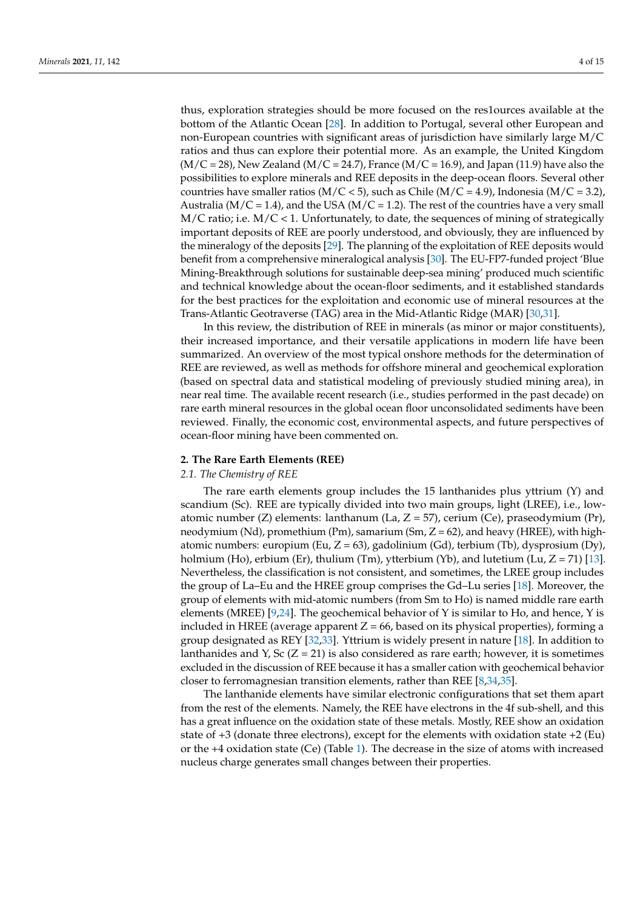thus, exploration strategies should be more focused on the res1ources available at the bottom of the Atlantic Ocean [28]. In addition to Portugal, several other European and non-European countries with significant areas of jurisdiction have similarly large M/C ratios and thus can explore their potential more. As an example, the United Kingdom (M/C = 28), New Zealand (M/C = 24.7), France (M/C = 16.9), and Japan (11.9) have also the possibilities to explore minerals and REE deposits in the deep-ocean floors. Several other countries have smaller ratios (M/C < 5), such as Chile (M/C = 4.9), Indonesia (M/C = 3.2), Australia (M/C = 1.4), and the USA (M/C = 1.2). The rest of the countries have a very small M/C ratio; i.e. M/C < 1. Unfortunately, to date, the sequences of mining of strategically important deposits of REE are poorly understood, and obviously, they are influenced by the mineralogy of the deposits [29]. The planning of the exploitation of REE deposits would benefit from a comprehensive mineralogical analysis [30]. The EU-FP7-funded project 'Blue Mining-Breakthrough solutions for sustainable deep-sea mining' produced much scientific and technical knowledge about the ocean-floor sediments, and it established standards for the best practices for the exploitation and economic use of mineral resources at the Trans-Atlantic Geotraverse (TAG) area in the Mid-Atlantic Ridge (MAR) [30,31].

In this review, the distribution of REE in minerals (as minor or major constituents), their increased importance, and their versatile applications in modern life have been summarized. An overview of the most typical onshore methods for the determination of REE are reviewed, as well as methods for offshore mineral and geochemical exploration (based on spectral data and statistical modeling of previously studied mining area), in near real time. The available recent research (i.e., studies performed in the past decade) on rare earth mineral resources in the global ocean floor unconsolidated sediments have been reviewed. Finally, the economic cost, environmental aspects, and future perspectives of ocean-floor mining have been commented on.

## 2. The Rare Earth Elements (REE)

### 2.1. The Chemistry of REE

The rare earth elements group includes the 15 lanthanides plus yttrium (Y) and scandium (Sc). REE are typically divided into two main groups, light (LREE), i.e., low-atomic number (Z) elements: lanthanum (La, Z = 57), cerium (Ce), praseodymium (Pr), neodymium (Nd), promethium (Pm), samarium (Sm, Z = 62), and heavy (HREE), with high-atomic numbers: europium (Eu, Z = 63), gadolinium (Gd), terbium (Tb), dysprosium (Dy), holmium (Ho), erbium (Er), thulium (Tm), ytterbium (Yb), and lutetium (Lu, Z = 71) [13]. Nevertheless, the classification is not consistent, and sometimes, the LREE group includes the group of La–Eu and the HREE group comprises the Gd–Lu series [18]. Moreover, the group of elements with mid-atomic numbers (from Sm to Ho) is named middle rare earth elements (MREE) [9,24]. The geochemical behavior of Y is similar to Ho, and hence, Y is included in HREE (average apparent Z = 66, based on its physical properties), forming a group designated as REY [32,33]. Yttrium is widely present in nature [18]. In addition to lanthanides and Y, Sc (Z = 21) is also considered as rare earth; however, it is sometimes excluded in the discussion of REE because it has a smaller cation with geochemical behavior closer to ferromagnesian transition elements, rather than REE [8,34,35].

The lanthanide elements have similar electronic configurations that set them apart from the rest of the elements. Namely, the REE have electrons in the 4f sub-shell, and this has a great influence on the oxidation state of these metals. Mostly, REE show an oxidation state of +3 (donate three electrons), except for the elements with oxidation state +2 (Eu) or the +4 oxidation state (Ce) (Table 1). The decrease in the size of atoms with increased nucleus charge generates small changes between their properties.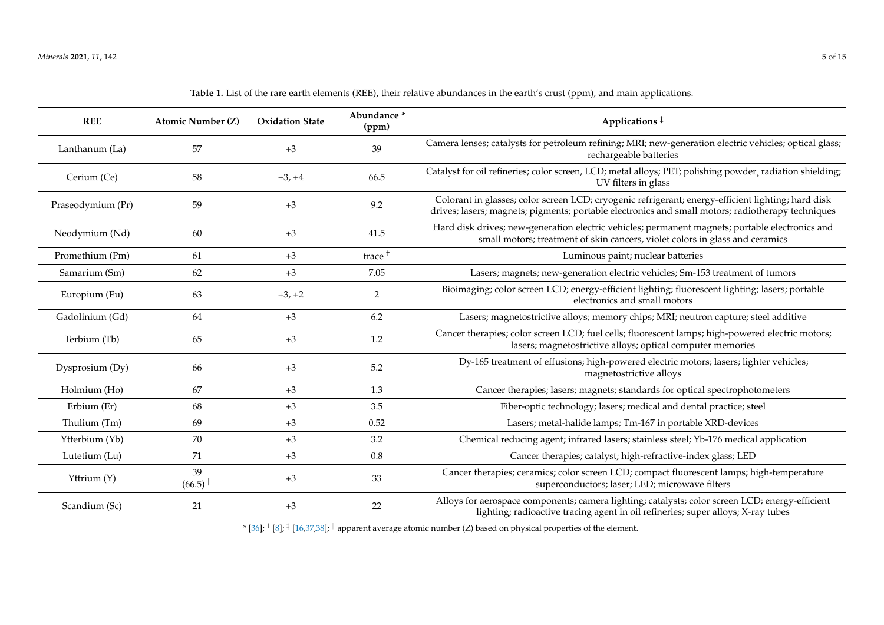**Table 1.** List of the rare earth elements (REE), their relative abundances in the earth's crust (ppm), and main applications.

| REE | Atomic Number (Z) | Oxidation State | Abundance * (ppm) | Applications ‡ |
|---|---|---|---|---|
| Lanthanum (La) | 57 | +3 | 39 | Camera lenses; catalysts for petroleum refining; MRI; new-generation electric vehicles; optical glass; rechargeable batteries |
| Cerium (Ce) | 58 | +3, +4 | 66.5 | Catalyst for oil refineries; color screen, LCD; metal alloys; PET; polishing powder, radiation shielding; UV filters in glass |
| Praseodymium (Pr) | 59 | +3 | 9.2 | Colorant in glasses; color screen LCD; cryogenic refrigerant; energy-efficient lighting; hard disk drives; lasers; magnets; pigments; portable electronics and small motors; radiotherapy techniques |
| Neodymium (Nd) | 60 | +3 | 41.5 | Hard disk drives; new-generation electric vehicles; permanent magnets; portable electronics and small motors; treatment of skin cancers, violet colors in glass and ceramics |
| Promethium (Pm) | 61 | +3 | trace † | Luminous paint; nuclear batteries |
| Samarium (Sm) | 62 | +3 | 7.05 | Lasers; magnets; new-generation electric vehicles; Sm-153 treatment of tumors |
| Europium (Eu) | 63 | +3, +2 | 2 | Bioimaging; color screen LCD; energy-efficient lighting; fluorescent lighting; lasers; portable electronics and small motors |
| Gadolinium (Gd) | 64 | +3 | 6.2 | Lasers; magnetostrictive alloys; memory chips; MRI; neutron capture; steel additive |
| Terbium (Tb) | 65 | +3 | 1.2 | Cancer therapies; color screen LCD; fuel cells; fluorescent lamps; high-powered electric motors; lasers; magnetostrictive alloys; optical computer memories |
| Dysprosium (Dy) | 66 | +3 | 5.2 | Dy-165 treatment of effusions; high-powered electric motors; lasers; lighter vehicles; magnetostrictive alloys |
| Holmium (Ho) | 67 | +3 | 1.3 | Cancer therapies; lasers; magnets; standards for optical spectrophotometers |
| Erbium (Er) | 68 | +3 | 3.5 | Fiber-optic technology; lasers; medical and dental practice; steel |
| Thulium (Tm) | 69 | +3 | 0.52 | Lasers; metal-halide lamps; Tm-167 in portable XRD-devices |
| Ytterbium (Yb) | 70 | +3 | 3.2 | Chemical reducing agent; infrared lasers; stainless steel; Yb-176 medical application |
| Lutetium (Lu) | 71 | +3 | 0.8 | Cancer therapies; catalyst; high-refractive-index glass; LED |
| Yttrium (Y) | 39 (66.5) ‖ | +3 | 33 | Cancer therapies; ceramics; color screen LCD; compact fluorescent lamps; high-temperature superconductors; laser; LED; microwave filters |
| Scandium (Sc) | 21 | +3 | 22 | Alloys for aerospace components; camera lighting; catalysts; color screen LCD; energy-efficient lighting; radioactive tracing agent in oil refineries; super alloys; X-ray tubes |

* [36]; † [8]; ‡ [16,37,38]; ‖ apparent average atomic number (Z) based on physical properties of the element.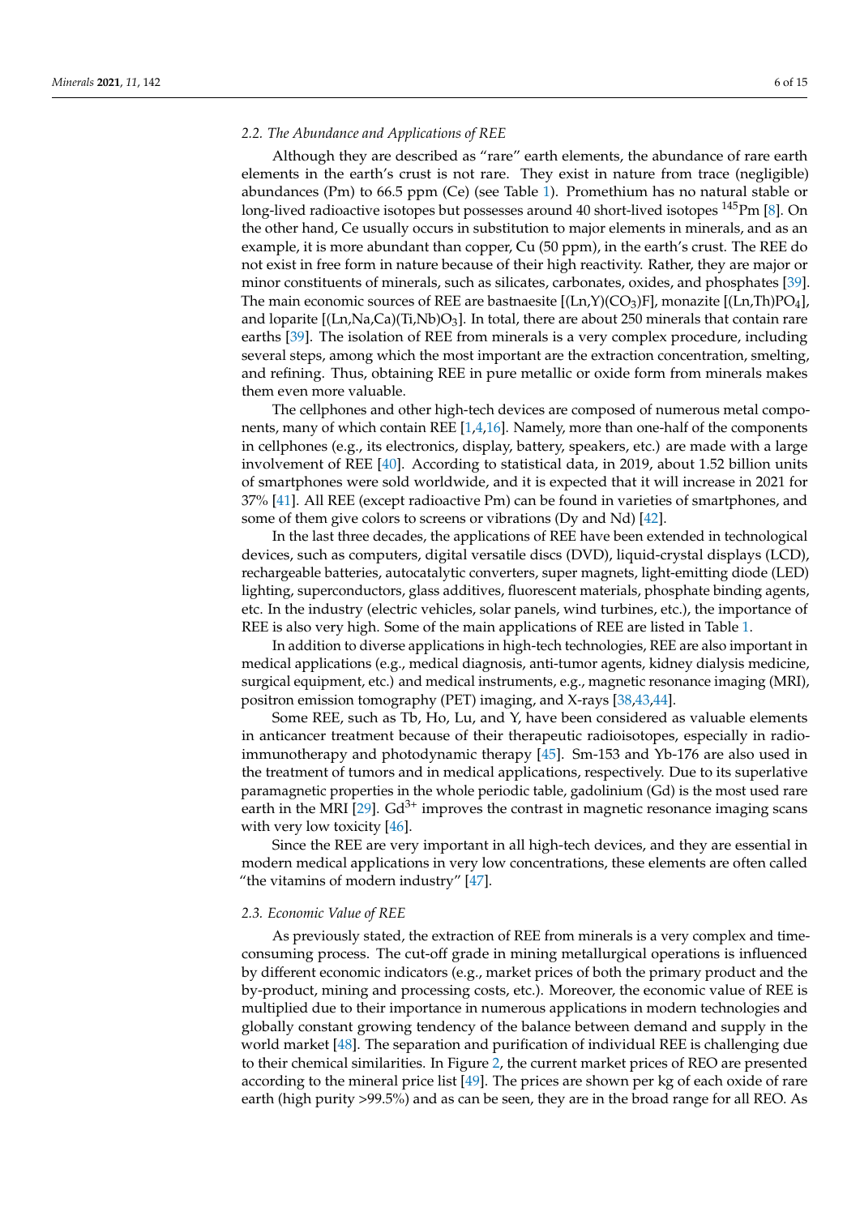### 2.2. The Abundance and Applications of REE

Although they are described as "rare" earth elements, the abundance of rare earth elements in the earth's crust is not rare. They exist in nature from trace (negligible) abundances (Pm) to 66.5 ppm (Ce) (see Table 1). Promethium has no natural stable or long-lived radioactive isotopes but possesses around 40 short-lived isotopes $^{145}$Pm [8]. On the other hand, Ce usually occurs in substitution to major elements in minerals, and as an example, it is more abundant than copper, Cu (50 ppm), in the earth's crust. The REE do not exist in free form in nature because of their high reactivity. Rather, they are major or minor constituents of minerals, such as silicates, carbonates, oxides, and phosphates [39]. The main economic sources of REE are bastnaesite [(Ln,Y)($CO_3$)F], monazite [(Ln,Th)$PO_4$], and loparite [(Ln,Na,Ca)(Ti,Nb)$O_3$]. In total, there are about 250 minerals that contain rare earths [39]. The isolation of REE from minerals is a very complex procedure, including several steps, among which the most important are the extraction concentration, smelting, and refining. Thus, obtaining REE in pure metallic or oxide form from minerals makes them even more valuable.

The cellphones and other high-tech devices are composed of numerous metal components, many of which contain REE [1,4,16]. Namely, more than one-half of the components in cellphones (e.g., its electronics, display, battery, speakers, etc.) are made with a large involvement of REE [40]. According to statistical data, in 2019, about 1.52 billion units of smartphones were sold worldwide, and it is expected that it will increase in 2021 for 37% [41]. All REE (except radioactive Pm) can be found in varieties of smartphones, and some of them give colors to screens or vibrations (Dy and Nd) [42].

In the last three decades, the applications of REE have been extended in technological devices, such as computers, digital versatile discs (DVD), liquid-crystal displays (LCD), rechargeable batteries, autocatalytic converters, super magnets, light-emitting diode (LED) lighting, superconductors, glass additives, fluorescent materials, phosphate binding agents, etc. In the industry (electric vehicles, solar panels, wind turbines, etc.), the importance of REE is also very high. Some of the main applications of REE are listed in Table 1.

In addition to diverse applications in high-tech technologies, REE are also important in medical applications (e.g., medical diagnosis, anti-tumor agents, kidney dialysis medicine, surgical equipment, etc.) and medical instruments, e.g., magnetic resonance imaging (MRI), positron emission tomography (PET) imaging, and X-rays [38,43,44].

Some REE, such as Tb, Ho, Lu, and Y, have been considered as valuable elements in anticancer treatment because of their therapeutic radioisotopes, especially in radioimmunotherapy and photodynamic therapy [45]. Sm-153 and Yb-176 are also used in the treatment of tumors and in medical applications, respectively. Due to its superlative paramagnetic properties in the whole periodic table, gadolinium (Gd) is the most used rare earth in the MRI [29]. $Gd^{3+}$ improves the contrast in magnetic resonance imaging scans with very low toxicity [46].

Since the REE are very important in all high-tech devices, and they are essential in modern medical applications in very low concentrations, these elements are often called "the vitamins of modern industry" [47].

### 2.3. Economic Value of REE

As previously stated, the extraction of REE from minerals is a very complex and time-consuming process. The cut-off grade in mining metallurgical operations is influenced by different economic indicators (e.g., market prices of both the primary product and the by-product, mining and processing costs, etc.). Moreover, the economic value of REE is multiplied due to their importance in numerous applications in modern technologies and globally constant growing tendency of the balance between demand and supply in the world market [48]. The separation and purification of individual REE is challenging due to their chemical similarities. In Figure 2, the current market prices of REO are presented according to the mineral price list [49]. The prices are shown per kg of each oxide of rare earth (high purity >99.5%) and as can be seen, they are in the broad range for all REO. As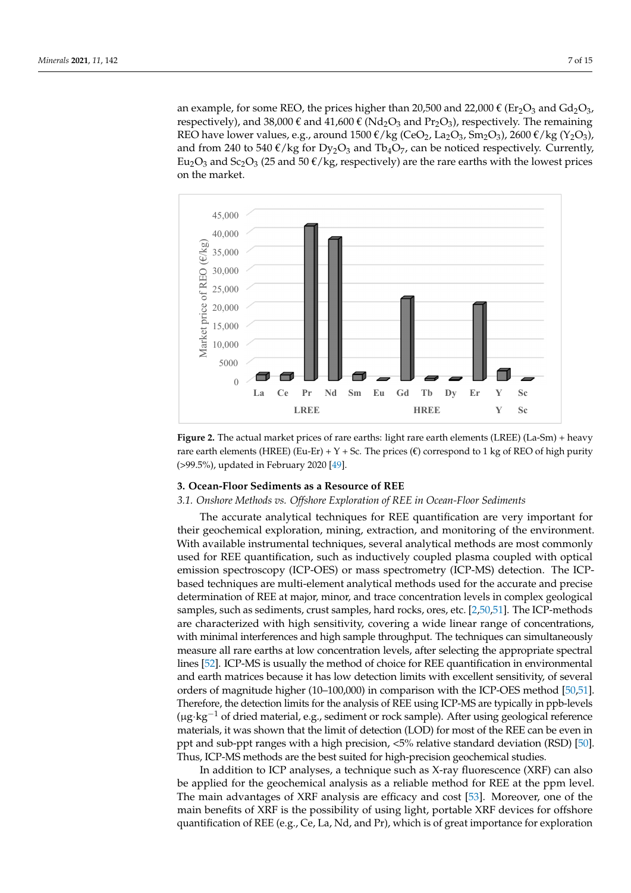an example, for some REO, the prices higher than 20,500 and 22,000 € ($Er_2O_3$ and $Gd_2O_3$, respectively), and 38,000 € and 41,600 € ($Nd_2O_3$ and $Pr_2O_3$), respectively. The remaining REO have lower values, e.g., around 1500 €/kg ($CeO_2$, $La_2O_3$, $Sm_2O_3$), 2600 €/kg ($Y_2O_3$), and from 240 to 540 €/kg for $Dy_2O_3$ and $Tb_4O_7$, can be noticed respectively. Currently, $Eu_2O_3$ and $Sc_2O_3$ (25 and 50 €/kg, respectively) are the rare earths with the lowest prices on the market.

**Figure 2.** The actual market prices of rare earths: light rare earth elements (LREE) (La-Sm) + heavy rare earth elements (HREE) (Eu-Er) + Y + Sc. The prices (€) correspond to 1 kg of REO of high purity (>99.5%), updated in February 2020 [49].

## 3. Ocean-Floor Sediments as a Resource of REE

### *3.1. Onshore Methods vs. Offshore Exploration of REE in Ocean-Floor Sediments*

The accurate analytical techniques for REE quantification are very important for their geochemical exploration, mining, extraction, and monitoring of the environment. With available instrumental techniques, several analytical methods are most commonly used for REE quantification, such as inductively coupled plasma coupled with optical emission spectroscopy (ICP-OES) or mass spectrometry (ICP-MS) detection. The ICP-based techniques are multi-element analytical methods used for the accurate and precise determination of REE at major, minor, and trace concentration levels in complex geological samples, such as sediments, crust samples, hard rocks, ores, etc. [2,50,51]. The ICP-methods are characterized with high sensitivity, covering a wide linear range of concentrations, with minimal interferences and high sample throughput. The techniques can simultaneously measure all rare earths at low concentration levels, after selecting the appropriate spectral lines [52]. ICP-MS is usually the method of choice for REE quantification in environmental and earth matrices because it has low detection limits with excellent sensitivity, of several orders of magnitude higher (10–100,000) in comparison with the ICP-OES method [50,51]. Therefore, the detection limits for the analysis of REE using ICP-MS are typically in ppb-levels ($\mu g \cdot kg^{-1}$ of dried material, e.g., sediment or rock sample). After using geological reference materials, it was shown that the limit of detection (LOD) for most of the REE can be even in ppt and sub-ppt ranges with a high precision, <5% relative standard deviation (RSD) [50]. Thus, ICP-MS methods are the best suited for high-precision geochemical studies.

In addition to ICP analyses, a technique such as X-ray fluorescence (XRF) can also be applied for the geochemical analysis as a reliable method for REE at the ppm level. The main advantages of XRF analysis are efficacy and cost [53]. Moreover, one of the main benefits of XRF is the possibility of using light, portable XRF devices for offshore quantification of REE (e.g., Ce, La, Nd, and Pr), which is of great importance for exploration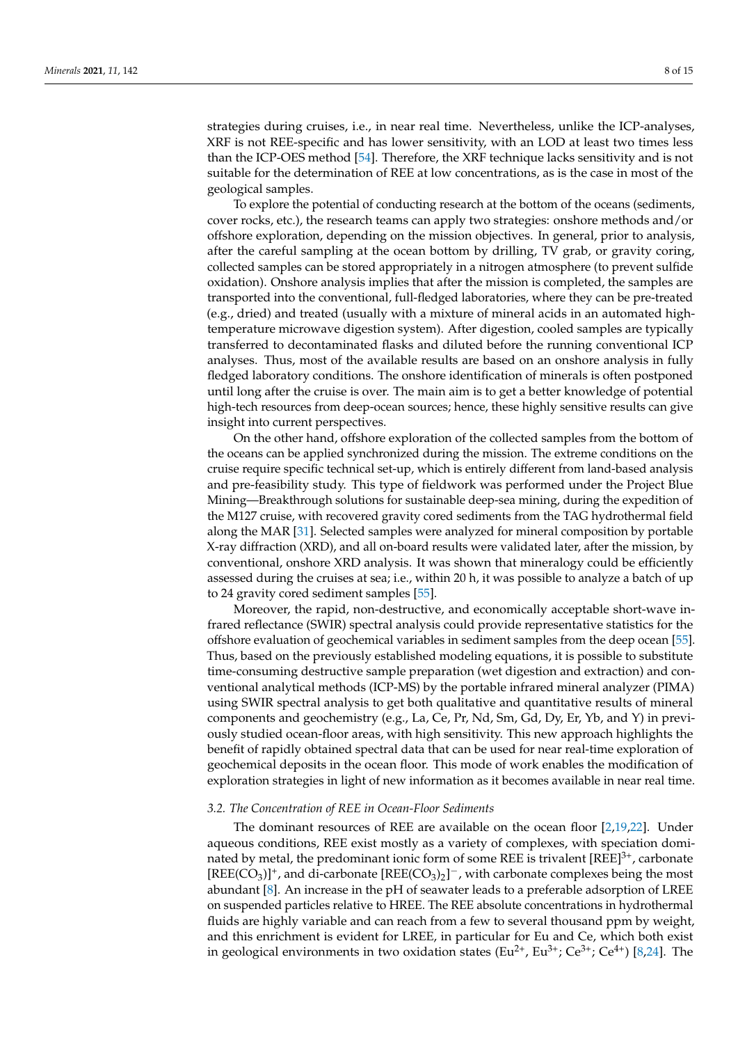strategies during cruises, i.e., in near real time. Nevertheless, unlike the ICP-analyses, XRF is not REE-specific and has lower sensitivity, with an LOD at least two times less than the ICP-OES method [54]. Therefore, the XRF technique lacks sensitivity and is not suitable for the determination of REE at low concentrations, as is the case in most of the geological samples.

To explore the potential of conducting research at the bottom of the oceans (sediments, cover rocks, etc.), the research teams can apply two strategies: onshore methods and/or offshore exploration, depending on the mission objectives. In general, prior to analysis, after the careful sampling at the ocean bottom by drilling, TV grab, or gravity coring, collected samples can be stored appropriately in a nitrogen atmosphere (to prevent sulfide oxidation). Onshore analysis implies that after the mission is completed, the samples are transported into the conventional, full-fledged laboratories, where they can be pre-treated (e.g., dried) and treated (usually with a mixture of mineral acids in an automated high-temperature microwave digestion system). After digestion, cooled samples are typically transferred to decontaminated flasks and diluted before the running conventional ICP analyses. Thus, most of the available results are based on an onshore analysis in fully fledged laboratory conditions. The onshore identification of minerals is often postponed until long after the cruise is over. The main aim is to get a better knowledge of potential high-tech resources from deep-ocean sources; hence, these highly sensitive results can give insight into current perspectives.

On the other hand, offshore exploration of the collected samples from the bottom of the oceans can be applied synchronized during the mission. The extreme conditions on the cruise require specific technical set-up, which is entirely different from land-based analysis and pre-feasibility study. This type of fieldwork was performed under the Project Blue Mining—Breakthrough solutions for sustainable deep-sea mining, during the expedition of the M127 cruise, with recovered gravity cored sediments from the TAG hydrothermal field along the MAR [31]. Selected samples were analyzed for mineral composition by portable X-ray diffraction (XRD), and all on-board results were validated later, after the mission, by conventional, onshore XRD analysis. It was shown that mineralogy could be efficiently assessed during the cruises at sea; i.e., within 20 h, it was possible to analyze a batch of up to 24 gravity cored sediment samples [55].

Moreover, the rapid, non-destructive, and economically acceptable short-wave infrared reflectance (SWIR) spectral analysis could provide representative statistics for the offshore evaluation of geochemical variables in sediment samples from the deep ocean [55]. Thus, based on the previously established modeling equations, it is possible to substitute time-consuming destructive sample preparation (wet digestion and extraction) and conventional analytical methods (ICP-MS) by the portable infrared mineral analyzer (PIMA) using SWIR spectral analysis to get both qualitative and quantitative results of mineral components and geochemistry (e.g., La, Ce, Pr, Nd, Sm, Gd, Dy, Er, Yb, and Y) in previously studied ocean-floor areas, with high sensitivity. This new approach highlights the benefit of rapidly obtained spectral data that can be used for near real-time exploration of geochemical deposits in the ocean floor. This mode of work enables the modification of exploration strategies in light of new information as it becomes available in near real time.

### 3.2. The Concentration of REE in Ocean-Floor Sediments

The dominant resources of REE are available on the ocean floor [2,19,22]. Under aqueous conditions, REE exist mostly as a variety of complexes, with speciation dominated by metal, the predominant ionic form of some REE is trivalent $[REE]^{3+}$, carbonate $[REE(CO_3)]^+$, and di-carbonate $[REE(CO_3)_2]^-$, with carbonate complexes being the most abundant [8]. An increase in the pH of seawater leads to a preferable adsorption of LREE on suspended particles relative to HREE. The REE absolute concentrations in hydrothermal fluids are highly variable and can reach from a few to several thousand ppm by weight, and this enrichment is evident for LREE, in particular for Eu and Ce, which both exist in geological environments in two oxidation states ($Eu^{2+}$, $Eu^{3+}$; $Ce^{3+}$; $Ce^{4+}$) [8,24]. The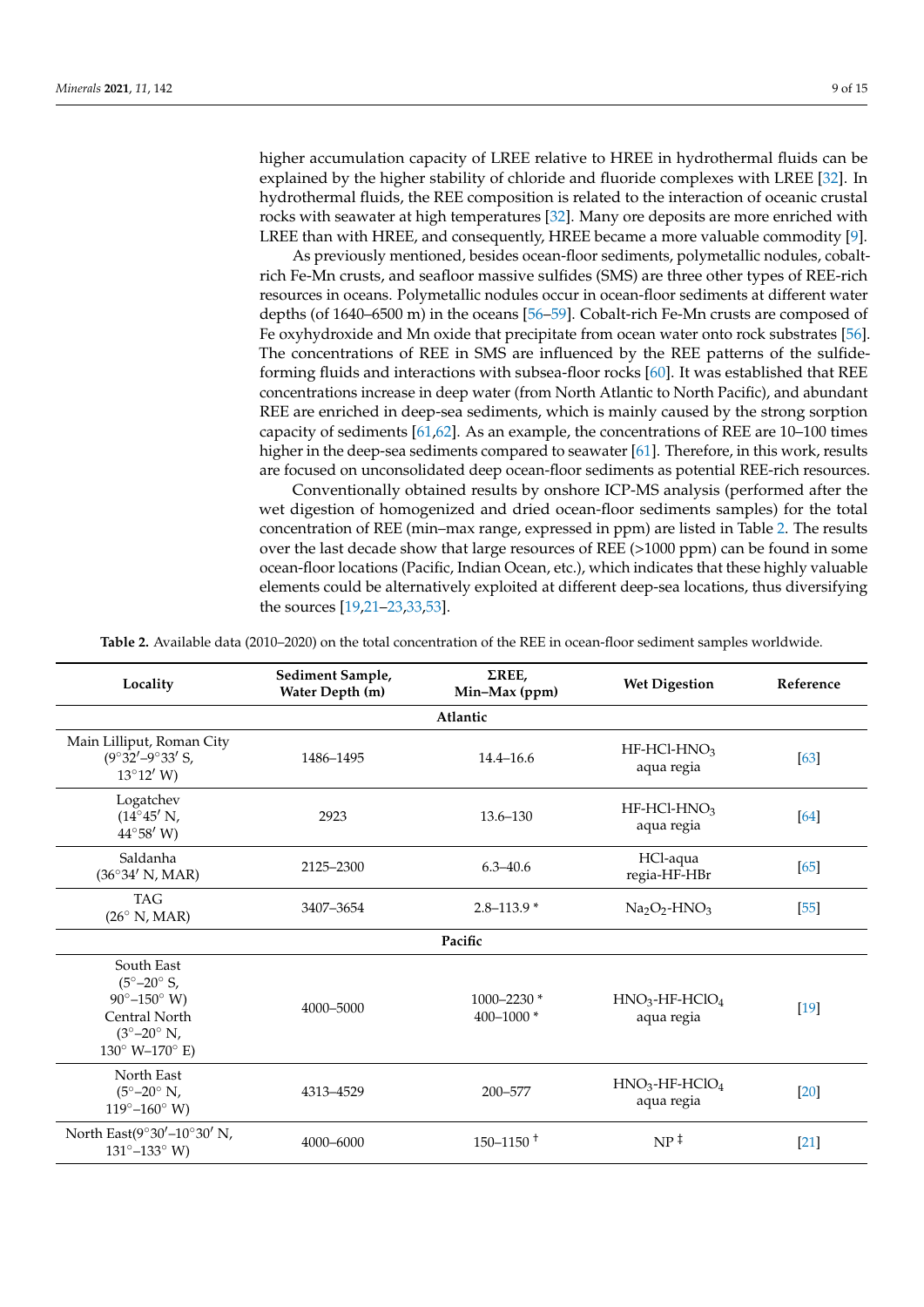higher accumulation capacity of LREE relative to HREE in hydrothermal fluids can be explained by the higher stability of chloride and fluoride complexes with LREE [32]. In hydrothermal fluids, the REE composition is related to the interaction of oceanic crustal rocks with seawater at high temperatures [32]. Many ore deposits are more enriched with LREE than with HREE, and consequently, HREE became a more valuable commodity [9].

As previously mentioned, besides ocean-floor sediments, polymetallic nodules, cobalt-rich Fe-Mn crusts, and seafloor massive sulfides (SMS) are three other types of REE-rich resources in oceans. Polymetallic nodules occur in ocean-floor sediments at different water depths (of 1640–6500 m) in the oceans [56–59]. Cobalt-rich Fe-Mn crusts are composed of Fe oxyhydroxide and Mn oxide that precipitate from ocean water onto rock substrates [56]. The concentrations of REE in SMS are influenced by the REE patterns of the sulfide-forming fluids and interactions with subsea-floor rocks [60]. It was established that REE concentrations increase in deep water (from North Atlantic to North Pacific), and abundant REE are enriched in deep-sea sediments, which is mainly caused by the strong sorption capacity of sediments [61,62]. As an example, the concentrations of REE are 10–100 times higher in the deep-sea sediments compared to seawater [61]. Therefore, in this work, results are focused on unconsolidated deep ocean-floor sediments as potential REE-rich resources.

Conventionally obtained results by onshore ICP-MS analysis (performed after the wet digestion of homogenized and dried ocean-floor sediments samples) for the total concentration of REE (min–max range, expressed in ppm) are listed in Table 2. The results over the last decade show that large resources of REE (>1000 ppm) can be found in some ocean-floor locations (Pacific, Indian Ocean, etc.), which indicates that these highly valuable elements could be alternatively exploited at different deep-sea locations, thus diversifying the sources [19,21–23,33,53].

**Table 2.** Available data (2010–2020) on the total concentration of the REE in ocean-floor sediment samples worldwide.

| Locality | Sediment Sample, Water Depth (m) | ΣREE, Min–Max (ppm) | Wet Digestion | Reference |
|---|---|---|---|---|
| | | **Atlantic** | | |
| Main Lilliput, Roman City (9°32′–9°33′ S, 13°12′ W) | 1486–1495 | 14.4–16.6 | HF-HCl-$HNO_3$ aqua regia | [63] |
| Logatchev (14°45′ N, 44°58′ W) | 2923 | 13.6–130 | HF-HCl-$HNO_3$ aqua regia | [64] |
| Saldanha (36°34′ N, MAR) | 2125–2300 | 6.3–40.6 | HCl-aqua regia-HF-HBr | [65] |
| TAG (26° N, MAR) | 3407–3654 | 2.8–113.9 * | $Na_2O_2$-$HNO_3$ | [55] |
| | | **Pacific** | | |
| South East (5°–20° S, 90°–150° W) Central North (3°–20° N, 130° W–170° E) | 4000–5000 | 1000–2230 * 400–1000 * | $HNO_3$-HF-$HClO_4$ aqua regia | [19] |
| North East (5°–20° N, 119°–160° W) | 4313–4529 | 200–577 | $HNO_3$-HF-$HClO_4$ aqua regia | [20] |
| North East(9°30′–10°30′ N, 131°–133° W) | 4000–6000 | 150–1150 † | NP ‡ | [21] |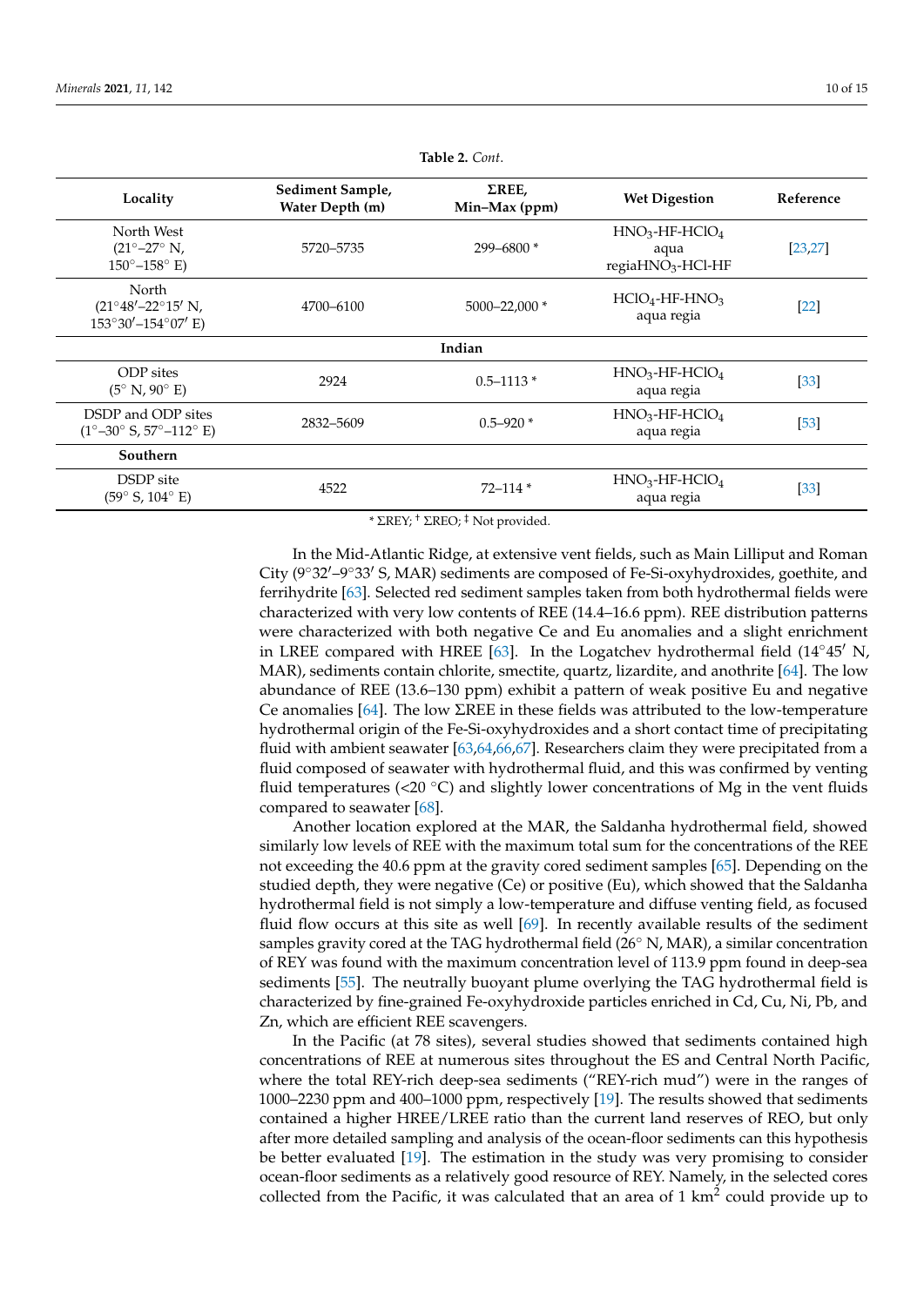**Table 2.** *Cont.*

| Locality | Sediment Sample, Water Depth (m) | ΣREE, Min–Max (ppm) | Wet Digestion | Reference |
|---|---|---|---|---|
| North West (21°–27° N, 150°–158° E) | 5720–5735 | 299–6800 * | $HNO_3$-HF-$HClO_4$ aqua regia$HNO_3$-HCl-HF | [23,27] |
| North (21°48′–22°15′ N, 153°30′–154°07′ E) | 4700–6100 | 5000–22,000 * | $HClO_4$-HF-$HNO_3$ aqua regia | [22] |
| **Indian** | | | | |
| ODP sites (5° N, 90° E) | 2924 | 0.5–1113 * | $HNO_3$-HF-$HClO_4$ aqua regia | [33] |
| DSDP and ODP sites (1°–30° S, 57°–112° E) | 2832–5609 | 0.5–920 * | $HNO_3$-HF-$HClO_4$ aqua regia | [53] |
| **Southern** | | | | |
| DSDP site (59° S, 104° E) | 4522 | 72–114 * | $HNO_3$-HF-$HClO_4$ aqua regia | [33] |

* ΣREY; † ΣREO; ‡ Not provided.

In the Mid-Atlantic Ridge, at extensive vent fields, such as Main Lilliput and Roman City (9°32′–9°33′ S, MAR) sediments are composed of Fe-Si-oxyhydroxides, goethite, and ferrihydrite [63]. Selected red sediment samples taken from both hydrothermal fields were characterized with very low contents of REE (14.4–16.6 ppm). REE distribution patterns were characterized with both negative Ce and Eu anomalies and a slight enrichment in LREE compared with HREE [63]. In the Logatchev hydrothermal field (14°45′ N, MAR), sediments contain chlorite, smectite, quartz, lizardite, and anothrite [64]. The low abundance of REE (13.6–130 ppm) exhibit a pattern of weak positive Eu and negative Ce anomalies [64]. The low ΣREE in these fields was attributed to the low-temperature hydrothermal origin of the Fe-Si-oxyhydroxides and a short contact time of precipitating fluid with ambient seawater [63,64,66,67]. Researchers claim they were precipitated from a fluid composed of seawater with hydrothermal fluid, and this was confirmed by venting fluid temperatures (<20 °C) and slightly lower concentrations of Mg in the vent fluids compared to seawater [68].

Another location explored at the MAR, the Saldanha hydrothermal field, showed similarly low levels of REE with the maximum total sum for the concentrations of the REE not exceeding the 40.6 ppm at the gravity cored sediment samples [65]. Depending on the studied depth, they were negative (Ce) or positive (Eu), which showed that the Saldanha hydrothermal field is not simply a low-temperature and diffuse venting field, as focused fluid flow occurs at this site as well [69]. In recently available results of the sediment samples gravity cored at the TAG hydrothermal field (26° N, MAR), a similar concentration of REY was found with the maximum concentration level of 113.9 ppm found in deep-sea sediments [55]. The neutrally buoyant plume overlying the TAG hydrothermal field is characterized by fine-grained Fe-oxyhydroxide particles enriched in Cd, Cu, Ni, Pb, and Zn, which are efficient REE scavengers.

In the Pacific (at 78 sites), several studies showed that sediments contained high concentrations of REE at numerous sites throughout the ES and Central North Pacific, where the total REY-rich deep-sea sediments ("REY-rich mud") were in the ranges of 1000–2230 ppm and 400–1000 ppm, respectively [19]. The results showed that sediments contained a higher HREE/LREE ratio than the current land reserves of REO, but only after more detailed sampling and analysis of the ocean-floor sediments can this hypothesis be better evaluated [19]. The estimation in the study was very promising to consider ocean-floor sediments as a relatively good resource of REY. Namely, in the selected cores collected from the Pacific, it was calculated that an area of 1 $km^2$ could provide up to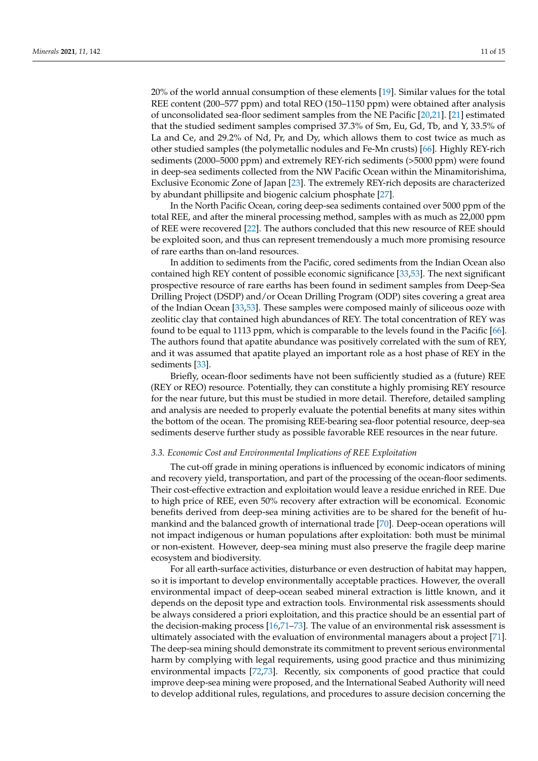20% of the world annual consumption of these elements [19]. Similar values for the total REE content (200–577 ppm) and total REO (150–1150 ppm) were obtained after analysis of unconsolidated sea-floor sediment samples from the NE Pacific [20,21]. [21] estimated that the studied sediment samples comprised 37.3% of Sm, Eu, Gd, Tb, and Y, 33.5% of La and Ce, and 29.2% of Nd, Pr, and Dy, which allows them to cost twice as much as other studied samples (the polymetallic nodules and Fe-Mn crusts) [66]. Highly REY-rich sediments (2000–5000 ppm) and extremely REY-rich sediments (>5000 ppm) were found in deep-sea sediments collected from the NW Pacific Ocean within the Minamitorishima, Exclusive Economic Zone of Japan [23]. The extremely REY-rich deposits are characterized by abundant phillipsite and biogenic calcium phosphate [27].

In the North Pacific Ocean, coring deep-sea sediments contained over 5000 ppm of the total REE, and after the mineral processing method, samples with as much as 22,000 ppm of REE were recovered [22]. The authors concluded that this new resource of REE should be exploited soon, and thus can represent tremendously a much more promising resource of rare earths than on-land resources.

In addition to sediments from the Pacific, cored sediments from the Indian Ocean also contained high REY content of possible economic significance [33,53]. The next significant prospective resource of rare earths has been found in sediment samples from Deep-Sea Drilling Project (DSDP) and/or Ocean Drilling Program (ODP) sites covering a great area of the Indian Ocean [33,53]. These samples were composed mainly of siliceous ooze with zeolitic clay that contained high abundances of REY. The total concentration of REY was found to be equal to 1113 ppm, which is comparable to the levels found in the Pacific [66]. The authors found that apatite abundance was positively correlated with the sum of REY, and it was assumed that apatite played an important role as a host phase of REY in the sediments [33].

Briefly, ocean-floor sediments have not been sufficiently studied as a (future) REE (REY or REO) resource. Potentially, they can constitute a highly promising REY resource for the near future, but this must be studied in more detail. Therefore, detailed sampling and analysis are needed to properly evaluate the potential benefits at many sites within the bottom of the ocean. The promising REE-bearing sea-floor potential resource, deep-sea sediments deserve further study as possible favorable REE resources in the near future.

### 3.3. Economic Cost and Environmental Implications of REE Exploitation

The cut-off grade in mining operations is influenced by economic indicators of mining and recovery yield, transportation, and part of the processing of the ocean-floor sediments. Their cost-effective extraction and exploitation would leave a residue enriched in REE. Due to high price of REE, even 50% recovery after extraction will be economical. Economic benefits derived from deep-sea mining activities are to be shared for the benefit of humankind and the balanced growth of international trade [70]. Deep-ocean operations will not impact indigenous or human populations after exploitation: both must be minimal or non-existent. However, deep-sea mining must also preserve the fragile deep marine ecosystem and biodiversity.

For all earth-surface activities, disturbance or even destruction of habitat may happen, so it is important to develop environmentally acceptable practices. However, the overall environmental impact of deep-ocean seabed mineral extraction is little known, and it depends on the deposit type and extraction tools. Environmental risk assessments should be always considered a priori exploitation, and this practice should be an essential part of the decision-making process [16,71–73]. The value of an environmental risk assessment is ultimately associated with the evaluation of environmental managers about a project [71]. The deep-sea mining should demonstrate its commitment to prevent serious environmental harm by complying with legal requirements, using good practice and thus minimizing environmental impacts [72,73]. Recently, six components of good practice that could improve deep-sea mining were proposed, and the International Seabed Authority will need to develop additional rules, regulations, and procedures to assure decision concerning the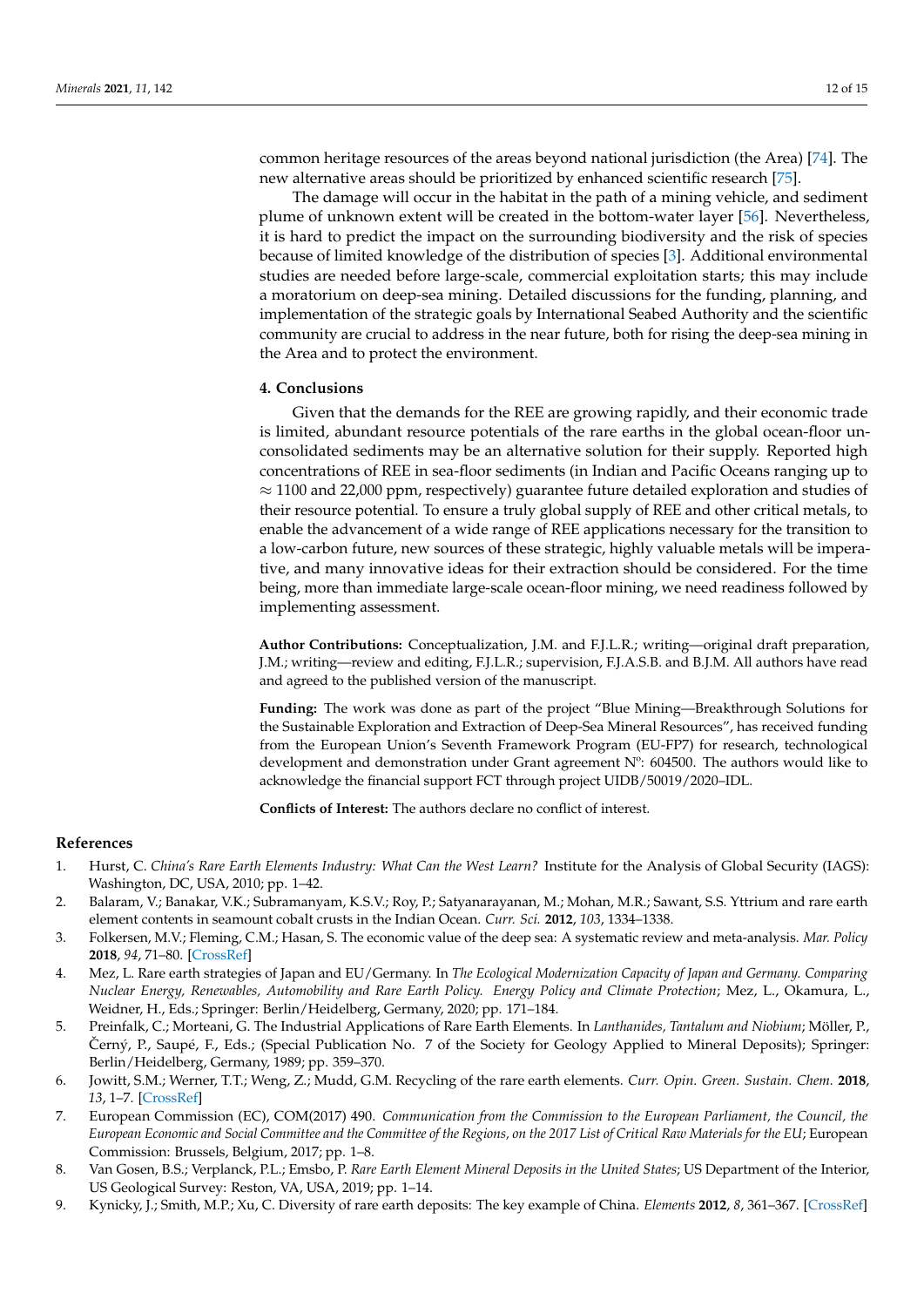common heritage resources of the areas beyond national jurisdiction (the Area) [74]. The new alternative areas should be prioritized by enhanced scientific research [75].

The damage will occur in the habitat in the path of a mining vehicle, and sediment plume of unknown extent will be created in the bottom-water layer [56]. Nevertheless, it is hard to predict the impact on the surrounding biodiversity and the risk of species because of limited knowledge of the distribution of species [3]. Additional environmental studies are needed before large-scale, commercial exploitation starts; this may include a moratorium on deep-sea mining. Detailed discussions for the funding, planning, and implementation of the strategic goals by International Seabed Authority and the scientific community are crucial to address in the near future, both for rising the deep-sea mining in the Area and to protect the environment.

## 4. Conclusions

Given that the demands for the REE are growing rapidly, and their economic trade is limited, abundant resource potentials of the rare earths in the global ocean-floor unconsolidated sediments may be an alternative solution for their supply. Reported high concentrations of REE in sea-floor sediments (in Indian and Pacific Oceans ranging up to $\approx$ 1100 and 22,000 ppm, respectively) guarantee future detailed exploration and studies of their resource potential. To ensure a truly global supply of REE and other critical metals, to enable the advancement of a wide range of REE applications necessary for the transition to a low-carbon future, new sources of these strategic, highly valuable metals will be imperative, and many innovative ideas for their extraction should be considered. For the time being, more than immediate large-scale ocean-floor mining, we need readiness followed by implementing assessment.

**Author Contributions:** Conceptualization, J.M. and F.J.L.R.; writing—original draft preparation, J.M.; writing—review and editing, F.J.L.R.; supervision, F.J.A.S.B. and B.J.M. All authors have read and agreed to the published version of the manuscript.

**Funding:** The work was done as part of the project "Blue Mining—Breakthrough Solutions for the Sustainable Exploration and Extraction of Deep-Sea Mineral Resources", has received funding from the European Union's Seventh Framework Program (EU-FP7) for research, technological development and demonstration under Grant agreement Nº: 604500. The authors would like to acknowledge the financial support FCT through project UIDB/50019/2020–IDL.

**Conflicts of Interest:** The authors declare no conflict of interest.

## References

1. Hurst, C. *China's Rare Earth Elements Industry: What Can the West Learn?* Institute for the Analysis of Global Security (IAGS): Washington, DC, USA, 2010; pp. 1–42.
2. Balaram, V.; Banakar, V.K.; Subramanyam, K.S.V.; Roy, P.; Satyanarayanan, M.; Mohan, M.R.; Sawant, S.S. Yttrium and rare earth element contents in seamount cobalt crusts in the Indian Ocean. *Curr. Sci.* **2012**, *103*, 1334–1338.
3. Folkersen, M.V.; Fleming, C.M.; Hasan, S. The economic value of the deep sea: A systematic review and meta-analysis. *Mar. Policy* **2018**, *94*, 71–80. [CrossRef]
4. Mez, L. Rare earth strategies of Japan and EU/Germany. In *The Ecological Modernization Capacity of Japan and Germany. Comparing Nuclear Energy, Renewables, Automobility and Rare Earth Policy. Energy Policy and Climate Protection*; Mez, L., Okamura, L., Weidner, H., Eds.; Springer: Berlin/Heidelberg, Germany, 2020; pp. 171–184.
5. Preinfalk, C.; Morteani, G. The Industrial Applications of Rare Earth Elements. In *Lanthanides, Tantalum and Niobium*; Möller, P., Černý, P., Saupé, F., Eds.; (Special Publication No. 7 of the Society for Geology Applied to Mineral Deposits); Springer: Berlin/Heidelberg, Germany, 1989; pp. 359–370.
6. Jowitt, S.M.; Werner, T.T.; Weng, Z.; Mudd, G.M. Recycling of the rare earth elements. *Curr. Opin. Green. Sustain. Chem.* **2018**, *13*, 1–7. [CrossRef]
7. European Commission (EC), COM(2017) 490. *Communication from the Commission to the European Parliament, the Council, the European Economic and Social Committee and the Committee of the Regions, on the 2017 List of Critical Raw Materials for the EU*; European Commission: Brussels, Belgium, 2017; pp. 1–8.
8. Van Gosen, B.S.; Verplanck, P.L.; Emsbo, P. *Rare Earth Element Mineral Deposits in the United States*; US Department of the Interior, US Geological Survey: Reston, VA, USA, 2019; pp. 1–14.
9. Kynicky, J.; Smith, M.P.; Xu, C. Diversity of rare earth deposits: The key example of China. *Elements* **2012**, *8*, 361–367. [CrossRef]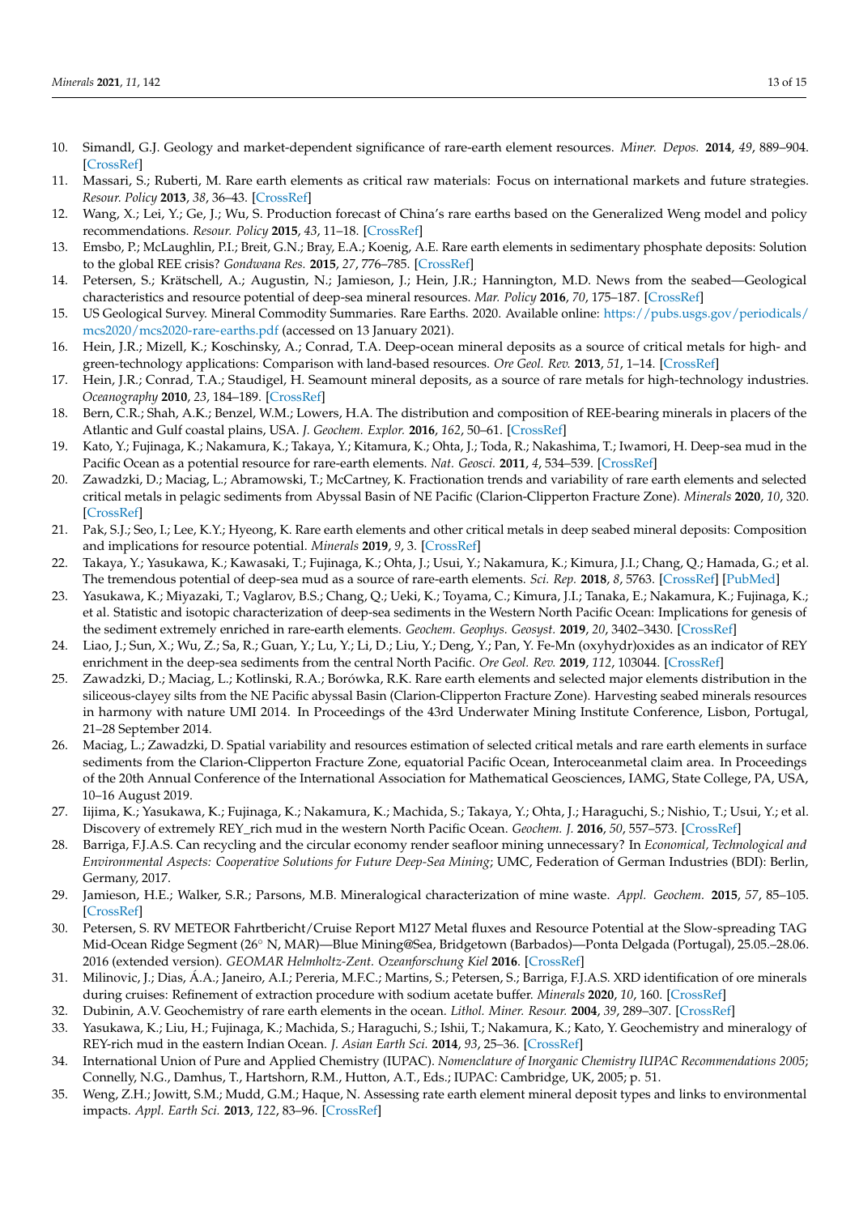10. Simandl, G.J. Geology and market-dependent significance of rare-earth element resources. *Miner. Depos.* **2014**, *49*, 889–904. [CrossRef]
11. Massari, S.; Ruberti, M. Rare earth elements as critical raw materials: Focus on international markets and future strategies. *Resour. Policy* **2013**, *38*, 36–43. [CrossRef]
12. Wang, X.; Lei, Y.; Ge, J.; Wu, S. Production forecast of China's rare earths based on the Generalized Weng model and policy recommendations. *Resour. Policy* **2015**, *43*, 11–18. [CrossRef]
13. Emsbo, P.; McLaughlin, P.I.; Breit, G.N.; Bray, E.A.; Koenig, A.E. Rare earth elements in sedimentary phosphate deposits: Solution to the global REE crisis? *Gondwana Res.* **2015**, *27*, 776–785. [CrossRef]
14. Petersen, S.; Krätschell, A.; Augustin, N.; Jamieson, J.; Hein, J.R.; Hannington, M.D. News from the seabed—Geological characteristics and resource potential of deep-sea mineral resources. *Mar. Policy* **2016**, *70*, 175–187. [CrossRef]
15. US Geological Survey. Mineral Commodity Summaries. Rare Earths. 2020. Available online: https://pubs.usgs.gov/periodicals/mcs2020/mcs2020-rare-earths.pdf (accessed on 13 January 2021).
16. Hein, J.R.; Mizell, K.; Koschinsky, A.; Conrad, T.A. Deep-ocean mineral deposits as a source of critical metals for high- and green-technology applications: Comparison with land-based resources. *Ore Geol. Rev.* **2013**, *51*, 1–14. [CrossRef]
17. Hein, J.R.; Conrad, T.A.; Staudigel, H. Seamount mineral deposits, as a source of rare metals for high-technology industries. *Oceanography* **2010**, *23*, 184–189. [CrossRef]
18. Bern, C.R.; Shah, A.K.; Benzel, W.M.; Lowers, H.A. The distribution and composition of REE-bearing minerals in placers of the Atlantic and Gulf coastal plains, USA. *J. Geochem. Explor.* **2016**, *162*, 50–61. [CrossRef]
19. Kato, Y.; Fujinaga, K.; Nakamura, K.; Takaya, Y.; Kitamura, K.; Ohta, J.; Toda, R.; Nakashima, T.; Iwamori, H. Deep-sea mud in the Pacific Ocean as a potential resource for rare-earth elements. *Nat. Geosci.* **2011**, *4*, 534–539. [CrossRef]
20. Zawadzki, D.; Maciag, L.; Abramowski, T.; McCartney, K. Fractionation trends and variability of rare earth elements and selected critical metals in pelagic sediments from Abyssal Basin of NE Pacific (Clarion-Clipperton Fracture Zone). *Minerals* **2020**, *10*, 320. [CrossRef]
21. Pak, S.J.; Seo, I.; Lee, K.Y.; Hyeong, K. Rare earth elements and other critical metals in deep seabed mineral deposits: Composition and implications for resource potential. *Minerals* **2019**, *9*, 3. [CrossRef]
22. Takaya, Y.; Yasukawa, K.; Kawasaki, T.; Fujinaga, K.; Ohta, J.; Usui, Y.; Nakamura, K.; Kimura, J.I.; Chang, Q.; Hamada, G.; et al. The tremendous potential of deep-sea mud as a source of rare-earth elements. *Sci. Rep.* **2018**, *8*, 5763. [CrossRef] [PubMed]
23. Yasukawa, K.; Miyazaki, T.; Vaglarov, B.S.; Chang, Q.; Ueki, K.; Toyama, C.; Kimura, J.I.; Tanaka, E.; Nakamura, K.; Fujinaga, K.; et al. Statistic and isotopic characterization of deep-sea sediments in the Western North Pacific Ocean: Implications for genesis of the sediment extremely enriched in rare-earth elements. *Geochem. Geophys. Geosyst.* **2019**, *20*, 3402–3430. [CrossRef]
24. Liao, J.; Sun, X.; Wu, Z.; Sa, R.; Guan, Y.; Lu, Y.; Li, D.; Liu, Y.; Deng, Y.; Pan, Y. Fe-Mn (oxyhydr)oxides as an indicator of REY enrichment in the deep-sea sediments from the central North Pacific. *Ore Geol. Rev.* **2019**, *112*, 103044. [CrossRef]
25. Zawadzki, D.; Maciag, L.; Kotlinski, R.A.; Borówka, R.K. Rare earth elements and selected major elements distribution in the siliceous-clayey silts from the NE Pacific abyssal Basin (Clarion-Clipperton Fracture Zone). Harvesting seabed minerals resources in harmony with nature UMI 2014. In Proceedings of the 43rd Underwater Mining Institute Conference, Lisbon, Portugal, 21–28 September 2014.
26. Maciag, L.; Zawadzki, D. Spatial variability and resources estimation of selected critical metals and rare earth elements in surface sediments from the Clarion-Clipperton Fracture Zone, equatorial Pacific Ocean, Interoceanmetal claim area. In Proceedings of the 20th Annual Conference of the International Association for Mathematical Geosciences, IAMG, State College, PA, USA, 10–16 August 2019.
27. Iijima, K.; Yasukawa, K.; Fujinaga, K.; Nakamura, K.; Machida, S.; Takaya, Y.; Ohta, J.; Haraguchi, S.; Nishio, T.; Usui, Y.; et al. Discovery of extremely REY_rich mud in the western North Pacific Ocean. *Geochem. J.* **2016**, *50*, 557–573. [CrossRef]
28. Barriga, F.J.A.S. Can recycling and the circular economy render seafloor mining unnecessary? In *Economical, Technological and Environmental Aspects: Cooperative Solutions for Future Deep-Sea Mining*; UMC, Federation of German Industries (BDI): Berlin, Germany, 2017.
29. Jamieson, H.E.; Walker, S.R.; Parsons, M.B. Mineralogical characterization of mine waste. *Appl. Geochem.* **2015**, *57*, 85–105. [CrossRef]
30. Petersen, S. RV METEOR Fahrtbericht/Cruise Report M127 Metal fluxes and Resource Potential at the Slow-spreading TAG Mid-Ocean Ridge Segment (26° N, MAR)—Blue Mining@Sea, Bridgetown (Barbados)—Ponta Delgada (Portugal), 25.05.–28.06. 2016 (extended version). *GEOMAR Helmholtz-Zent. Ozeanforschung Kiel* **2016**. [CrossRef]
31. Milinovic, J.; Dias, Á.A.; Janeiro, A.I.; Pereria, M.F.C.; Martins, S.; Petersen, S.; Barriga, F.J.A.S. XRD identification of ore minerals during cruises: Refinement of extraction procedure with sodium acetate buffer. *Minerals* **2020**, *10*, 160. [CrossRef]
32. Dubinin, A.V. Geochemistry of rare earth elements in the ocean. *Lithol. Miner. Resour.* **2004**, *39*, 289–307. [CrossRef]
33. Yasukawa, K.; Liu, H.; Fujinaga, K.; Machida, S.; Haraguchi, S.; Ishii, T.; Nakamura, K.; Kato, Y. Geochemistry and mineralogy of REY-rich mud in the eastern Indian Ocean. *J. Asian Earth Sci.* **2014**, *93*, 25–36. [CrossRef]
34. International Union of Pure and Applied Chemistry (IUPAC). *Nomenclature of Inorganic Chemistry IUPAC Recommendations 2005*; Connelly, N.G., Damhus, T., Hartshorn, R.M., Hutton, A.T., Eds.; IUPAC: Cambridge, UK, 2005; p. 51.
35. Weng, Z.H.; Jowitt, S.M.; Mudd, G.M.; Haque, N. Assessing rate earth element mineral deposit types and links to environmental impacts. *Appl. Earth Sci.* **2013**, *122*, 83–96. [CrossRef]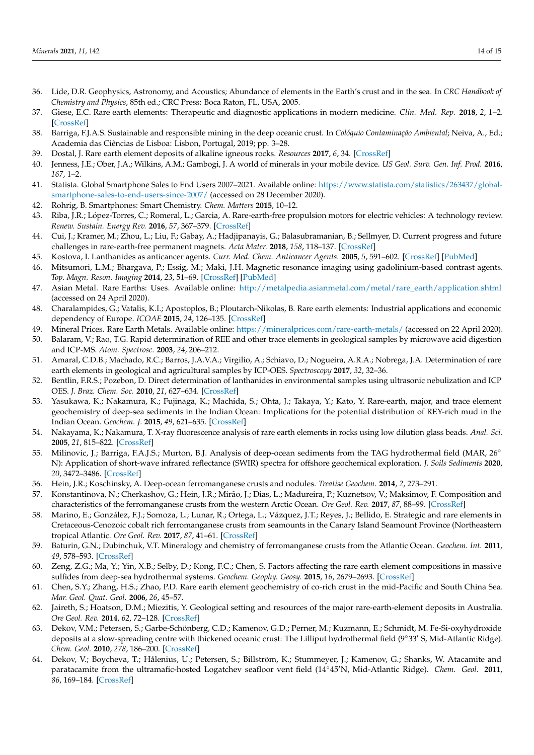36. Lide, D.R. Geophysics, Astronomy, and Acoustics; Abundance of elements in the Earth's crust and in the sea. In *CRC Handbook of Chemistry and Physics*, 85th ed.; CRC Press: Boca Raton, FL, USA, 2005.
37. Giese, E.C. Rare earth elements: Therapeutic and diagnostic applications in modern medicine. *Clin. Med. Rep.* **2018**, *2*, 1–2. [CrossRef]
38. Barriga, F.J.A.S. Sustainable and responsible mining in the deep oceanic crust. In *Colóquio Contaminação Ambiental*; Neiva, A., Ed.; Academia das Ciências de Lisboa: Lisbon, Portugal, 2019; pp. 3–28.
39. Dostal, J. Rare earth element deposits of alkaline igneous rocks. *Resources* **2017**, *6*, 34. [CrossRef]
40. Jenness, J.E.; Ober, J.A.; Wilkins, A.M.; Gambogi, J. A world of minerals in your mobile device. *US Geol. Surv. Gen. Inf. Prod.* **2016**, *167*, 1–2.
41. Statista. Global Smartphone Sales to End Users 2007–2021. Available online: https://www.statista.com/statistics/263437/global-smartphone-sales-to-end-users-since-2007/ (accessed on 28 December 2020).
42. Rohrig, B. Smartphones: Smart Chemistry. *Chem. Matters* **2015**, 10–12.
43. Riba, J.R.; López-Torres, C.; Romeral, L.; Garcia, A. Rare-earth-free propulsion motors for electric vehicles: A technology review. *Renew. Sustain. Energy Rev.* **2016**, *57*, 367–379. [CrossRef]
44. Cui, J.; Kramer, M.; Zhou, L.; Liu, F.; Gabay, A.; Hadjipanayis, G.; Balasubramanian, B.; Sellmyer, D. Current progress and future challenges in rare-earth-free permanent magnets. *Acta Mater.* **2018**, *158*, 118–137. [CrossRef]
45. Kostova, I. Lanthanides as anticancer agents. *Curr. Med. Chem. Anticancer Agents.* **2005**, *5*, 591–602. [CrossRef] [PubMed]
46. Mitsumori, L.M.; Bhargava, P.; Essig, M.; Maki, J.H. Magnetic resonance imaging using gadolinium-based contrast agents. *Top. Magn. Reson. Imaging* **2014**, *23*, 51–69. [CrossRef] [PubMed]
47. Asian Metal. Rare Earths: Uses. Available online: http://metalpedia.asianmetal.com/metal/rare_earth/application.shtml (accessed on 24 April 2020).
48. Charalampides, G.; Vatalis, K.I.; Apostoplos, B.; Ploutarch-Nikolas, B. Rare earth elements: Industrial applications and economic dependency of Europe. *ICOAE* **2015**, *24*, 126–135. [CrossRef]
49. Mineral Prices. Rare Earth Metals. Available online: https://mineralprices.com/rare-earth-metals/ (accessed on 22 April 2020).
50. Balaram, V.; Rao, T.G. Rapid determination of REE and other trace elements in geological samples by microwave acid digestion and ICP-MS. *Atom. Spectrosc.* **2003**, *24*, 206–212.
51. Amaral, C.D.B.; Machado, R.C.; Barros, J.A.V.A.; Virgilio, A.; Schiavo, D.; Nogueira, A.R.A.; Nobrega, J.A. Determination of rare earth elements in geological and agricultural samples by ICP-OES. *Spectroscopy* **2017**, *32*, 32–36.
52. Bentlin, F.R.S.; Pozebon, D. Direct determination of lanthanides in environmental samples using ultrasonic nebulization and ICP OES. *J. Braz. Chem. Soc.* **2010**, *21*, 627–634. [CrossRef]
53. Yasukawa, K.; Nakamura, K.; Fujinaga, K.; Machida, S.; Ohta, J.; Takaya, Y.; Kato, Y. Rare-earth, major, and trace element geochemistry of deep-sea sediments in the Indian Ocean: Implications for the potential distribution of REY-rich mud in the Indian Ocean. *Geochem. J.* **2015**, *49*, 621–635. [CrossRef]
54. Nakayama, K.; Nakamura, T. X-ray fluorescence analysis of rare earth elements in rocks using low dilution glass beads. *Anal. Sci.* **2005**, *21*, 815–822. [CrossRef]
55. Milinovic, J.; Barriga, F.A.J.S.; Murton, B.J. Analysis of deep-ocean sediments from the TAG hydrothermal field (MAR, 26° N): Application of short-wave infrared reflectance (SWIR) spectra for offshore geochemical exploration. *J. Soils Sediments* **2020**, *20*, 3472–3486. [CrossRef]
56. Hein, J.R.; Koschinsky, A. Deep-ocean ferromanganese crusts and nodules. *Treatise Geochem.* **2014**, *2*, 273–291.
57. Konstantinova, N.; Cherkashov, G.; Hein, J.R.; Mirão, J.; Dias, L.; Madureira, P.; Kuznetsov, V.; Maksimov, F. Composition and characteristics of the ferromanganese crusts from the western Arctic Ocean. *Ore Geol. Rev.* **2017**, *87*, 88–99. [CrossRef]
58. Marino, E.; González, F.J.; Somoza, L.; Lunar, R.; Ortega, L.; Vázquez, J.T.; Reyes, J.; Bellido, E. Strategic and rare elements in Cretaceous-Cenozoic cobalt rich ferromanganese crusts from seamounts in the Canary Island Seamount Province (Northeastern tropical Atlantic. *Ore Geol. Rev.* **2017**, *87*, 41–61. [CrossRef]
59. Baturin, G.N.; Dubinchuk, V.T. Mineralogy and chemistry of ferromanganese crusts from the Atlantic Ocean. *Geochem. Int.* **2011**, *49*, 578–593. [CrossRef]
60. Zeng, Z.G.; Ma, Y.; Yin, X.B.; Selby, D.; Kong, F.C.; Chen, S. Factors affecting the rare earth element compositions in massive sulfides from deep-sea hydrothermal systems. *Geochem. Geophy. Geosy.* **2015**, *16*, 2679–2693. [CrossRef]
61. Chen, S.Y.; Zhang, H.S.; Zhao, P.D. Rare earth element geochemistry of co-rich crust in the mid-Pacific and South China Sea. *Mar. Geol. Quat. Geol.* **2006**, *26*, 45–57.
62. Jaireth, S.; Hoatson, D.M.; Miezitis, Y. Geological setting and resources of the major rare-earth-element deposits in Australia. *Ore Geol. Rev.* **2014**, *62*, 72–128. [CrossRef]
63. Dekov, V.M.; Petersen, S.; Garbe-Schönberg, C.D.; Kamenov, G.D.; Perner, M.; Kuzmann, E.; Schmidt, M. Fe-Si-oxyhydroxide deposits at a slow-spreading centre with thickened oceanic crust: The Lilliput hydrothermal field (9°33′ S, Mid-Atlantic Ridge). *Chem. Geol.* **2010**, *278*, 186–200. [CrossRef]
64. Dekov, V.; Boycheva, T.; Hålenius, U.; Petersen, S.; Billström, K.; Stummeyer, J.; Kamenov, G.; Shanks, W. Atacamite and paratacamite from the ultramafic-hosted Logatchev seafloor vent field (14°45′N, Mid-Atlantic Ridge). *Chem. Geol.* **2011**, *86*, 169–184. [CrossRef]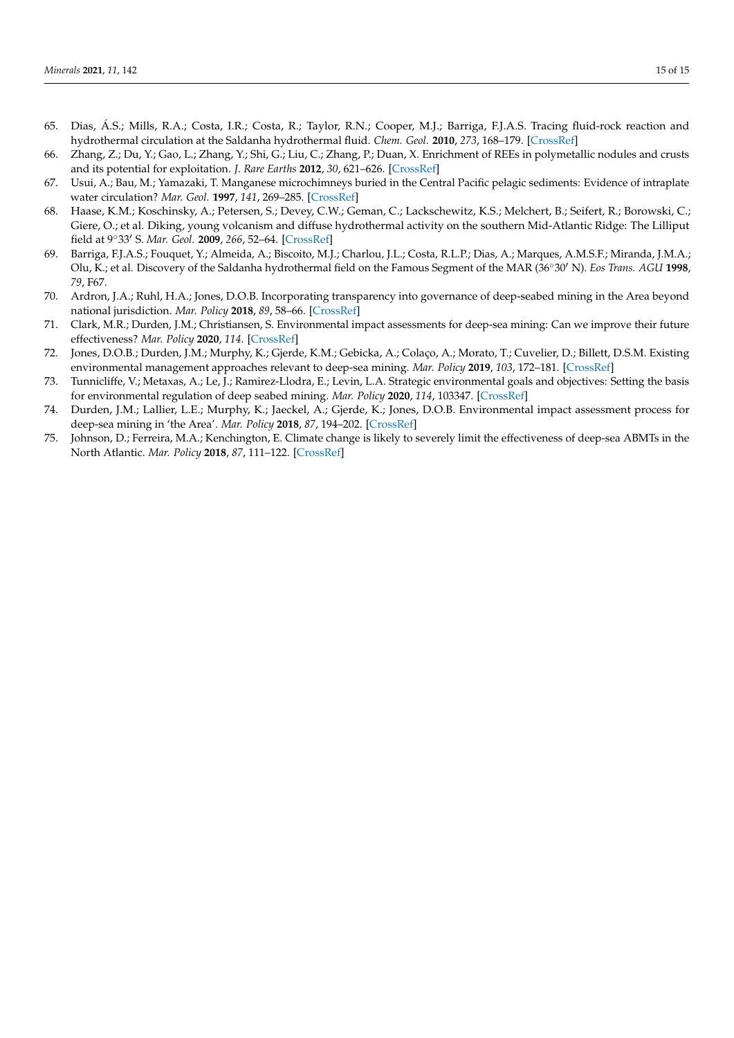65. Dias, Á.S.; Mills, R.A.; Costa, I.R.; Costa, R.; Taylor, R.N.; Cooper, M.J.; Barriga, F.J.A.S. Tracing fluid-rock reaction and hydrothermal circulation at the Saldanha hydrothermal fluid. *Chem. Geol.* **2010**, *273*, 168–179. [CrossRef]
66. Zhang, Z.; Du, Y.; Gao, L.; Zhang, Y.; Shi, G.; Liu, C.; Zhang, P.; Duan, X. Enrichment of REEs in polymetallic nodules and crusts and its potential for exploitation. *J. Rare Earths* **2012**, *30*, 621–626. [CrossRef]
67. Usui, A.; Bau, M.; Yamazaki, T. Manganese microchimneys buried in the Central Pacific pelagic sediments: Evidence of intraplate water circulation? *Mar. Geol.* **1997**, *141*, 269–285. [CrossRef]
68. Haase, K.M.; Koschinsky, A.; Petersen, S.; Devey, C.W.; Geman, C.; Lackschewitz, K.S.; Melchert, B.; Seifert, R.; Borowski, C.; Giere, O.; et al. Diking, young volcanism and diffuse hydrothermal activity on the southern Mid-Atlantic Ridge: The Lilliput field at 9°33′ S. *Mar. Geol.* **2009**, *266*, 52–64. [CrossRef]
69. Barriga, F.J.A.S.; Fouquet, Y.; Almeida, A.; Biscoito, M.J.; Charlou, J.L.; Costa, R.L.P.; Dias, A.; Marques, A.M.S.F.; Miranda, J.M.A.; Olu, K.; et al. Discovery of the Saldanha hydrothermal field on the Famous Segment of the MAR (36°30′ N). *Eos Trans. AGU* **1998**, *79*, F67.
70. Ardron, J.A.; Ruhl, H.A.; Jones, D.O.B. Incorporating transparency into governance of deep-seabed mining in the Area beyond national jurisdiction. *Mar. Policy* **2018**, *89*, 58–66. [CrossRef]
71. Clark, M.R.; Durden, J.M.; Christiansen, S. Environmental impact assessments for deep-sea mining: Can we improve their future effectiveness? *Mar. Policy* **2020**, *114*. [CrossRef]
72. Jones, D.O.B.; Durden, J.M.; Murphy, K.; Gjerde, K.M.; Gebicka, A.; Colaço, A.; Morato, T.; Cuvelier, D.; Billett, D.S.M. Existing environmental management approaches relevant to deep-sea mining. *Mar. Policy* **2019**, *103*, 172–181. [CrossRef]
73. Tunnicliffe, V.; Metaxas, A.; Le, J.; Ramirez-Llodra, E.; Levin, L.A. Strategic environmental goals and objectives: Setting the basis for environmental regulation of deep seabed mining. *Mar. Policy* **2020**, *114*, 103347. [CrossRef]
74. Durden, J.M.; Lallier, L.E.; Murphy, K.; Jaeckel, A.; Gjerde, K.; Jones, D.O.B. Environmental impact assessment process for deep-sea mining in 'the Area'. *Mar. Policy* **2018**, *87*, 194–202. [CrossRef]
75. Johnson, D.; Ferreira, M.A.; Kenchington, E. Climate change is likely to severely limit the effectiveness of deep-sea ABMTs in the North Atlantic. *Mar. Policy* **2018**, *87*, 111–122. [CrossRef]